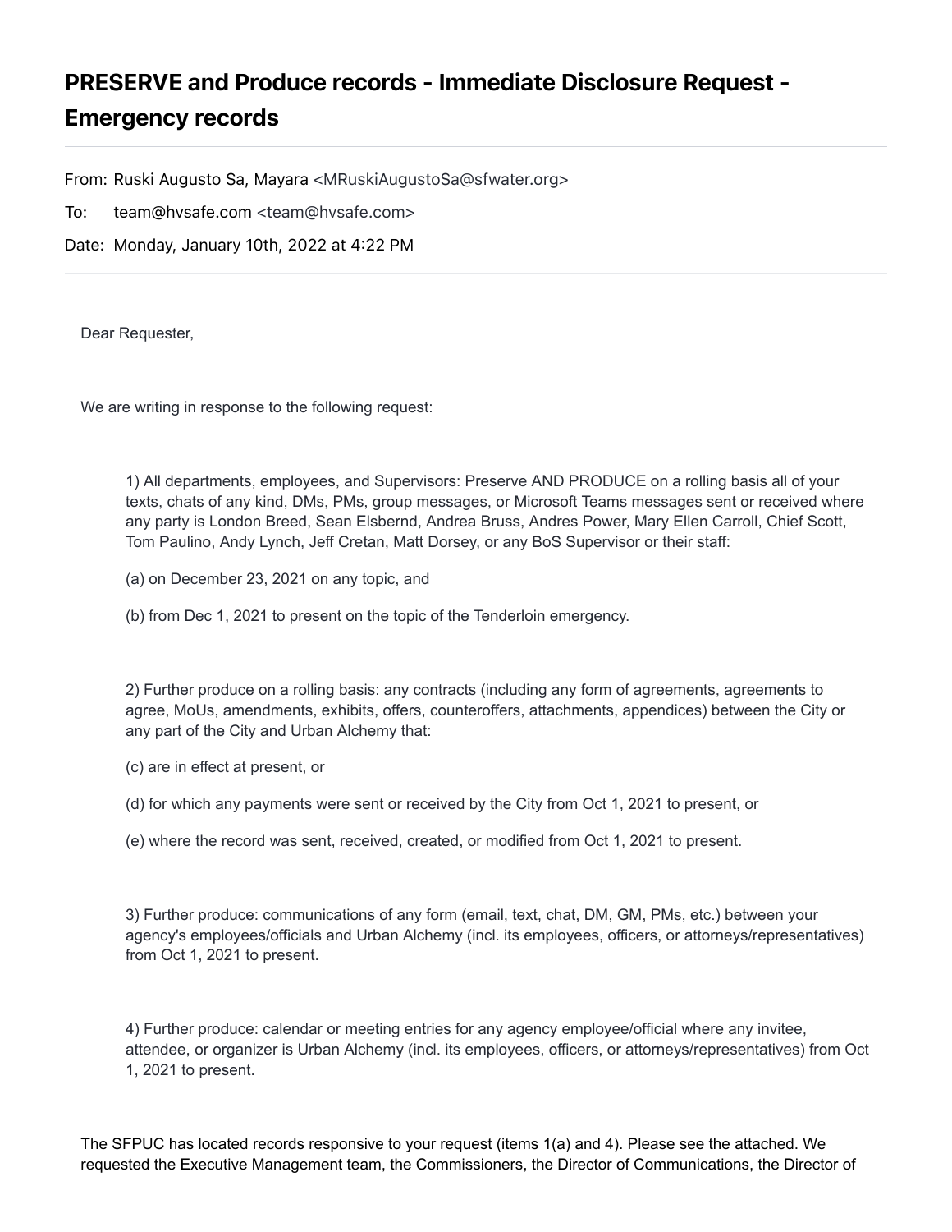# PRESERVE and Produce records - Immediate Disclosure Request - Emergency records

From: Ruski Augusto Sa, Mayara <MRuskiAugustoSa@sfwater.org>

To: team@hvsafe.com <team@hvsafe.com>

Date: Monday, January 10th, 2022 at 4:22 PM

Dear Requester,

We are writing in response to the following request:

> 1) All departments, employees, and Supervisors: Preserve AND PRODUCE on a rolling basis all of your texts, chats of any kind, DMs, PMs, group messages, or Microsoft Teams messages sent or received where any party is London Breed, Sean Elsbernd, Andrea Bruss, Andres Power, Mary Ellen Carroll, Chief Scott, Tom Paulino, Andy Lynch, Jeff Cretan, Matt Dorsey, or any BoS Supervisor or their staff:
>
> (a) on December 23, 2021 on any topic, and
>
> (b) from Dec 1, 2021 to present on the topic of the Tenderloin emergency.
>
> 2) Further produce on a rolling basis: any contracts (including any form of agreements, agreements to agree, MoUs, amendments, exhibits, offers, counteroffers, attachments, appendices) between the City or any part of the City and Urban Alchemy that:
>
> (c) are in effect at present, or
>
> (d) for which any payments were sent or received by the City from Oct 1, 2021 to present, or
>
> (e) where the record was sent, received, created, or modified from Oct 1, 2021 to present.
>
> 3) Further produce: communications of any form (email, text, chat, DM, GM, PMs, etc.) between your agency's employees/officials and Urban Alchemy (incl. its employees, officers, or attorneys/representatives) from Oct 1, 2021 to present.
>
> 4) Further produce: calendar or meeting entries for any agency employee/official where any invitee, attendee, or organizer is Urban Alchemy (incl. its employees, officers, or attorneys/representatives) from Oct 1, 2021 to present.

The SFPUC has located records responsive to your request (items 1(a) and 4). Please see the attached. We requested the Executive Management team, the Commissioners, the Director of Communications, the Director of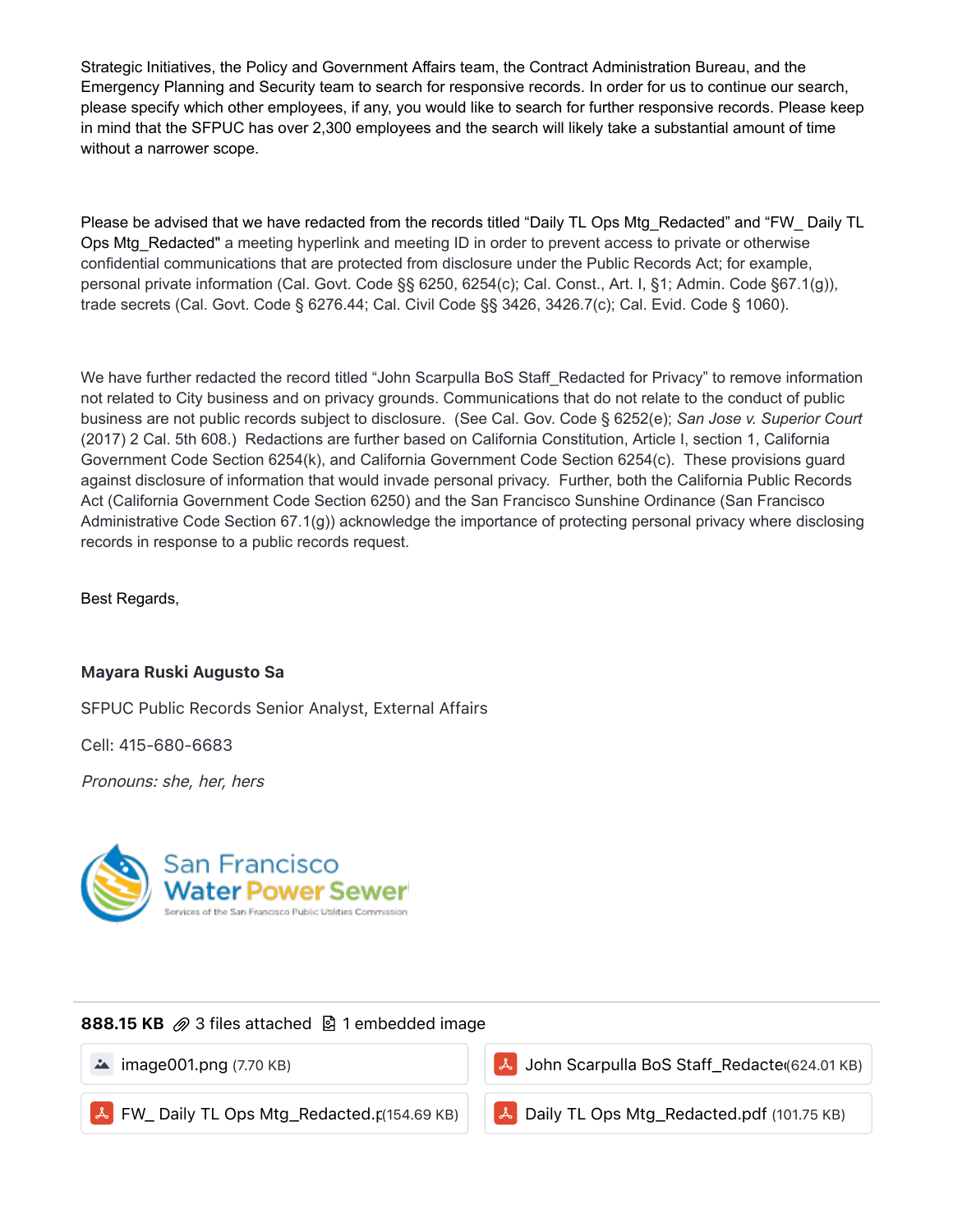Strategic Initiatives, the Policy and Government Affairs team, the Contract Administration Bureau, and the Emergency Planning and Security team to search for responsive records. In order for us to continue our search, please specify which other employees, if any, you would like to search for further responsive records. Please keep in mind that the SFPUC has over 2,300 employees and the search will likely take a substantial amount of time without a narrower scope.

Please be advised that we have redacted from the records titled "Daily TL Ops Mtg_Redacted" and "FW_ Daily TL Ops Mtg_Redacted" a meeting hyperlink and meeting ID in order to prevent access to private or otherwise confidential communications that are protected from disclosure under the Public Records Act; for example, personal private information (Cal. Govt. Code §§ 6250, 6254(c); Cal. Const., Art. I, §1; Admin. Code §67.1(g)), trade secrets (Cal. Govt. Code § 6276.44; Cal. Civil Code §§ 3426, 3426.7(c); Cal. Evid. Code § 1060).

We have further redacted the record titled "John Scarpulla BoS Staff_Redacted for Privacy" to remove information not related to City business and on privacy grounds. Communications that do not relate to the conduct of public business are not public records subject to disclosure. (See Cal. Gov. Code § 6252(e); *San Jose v. Superior Court* (2017) 2 Cal. 5th 608.) Redactions are further based on California Constitution, Article I, section 1, California Government Code Section 6254(k), and California Government Code Section 6254(c). These provisions guard against disclosure of information that would invade personal privacy. Further, both the California Public Records Act (California Government Code Section 6250) and the San Francisco Sunshine Ordinance (San Francisco Administrative Code Section 67.1(g)) acknowledge the importance of protecting personal privacy where disclosing records in response to a public records request.

Best Regards,

**Mayara Ruski Augusto Sa**

SFPUC Public Records Senior Analyst, External Affairs

Cell: 415-680-6683

*Pronouns: she, her, hers*

San Francisco
Water Power Sewer
Services of the San Francisco Public Utilities Commission

**888.15 KB** 3 files attached 1 embedded image

- image001.png (7.70 KB)
- John Scarpulla BoS Staff_Redacte (624.01 KB)
- FW_ Daily TL Ops Mtg_Redacted.p (154.69 KB)
- Daily TL Ops Mtg_Redacted.pdf (101.75 KB)